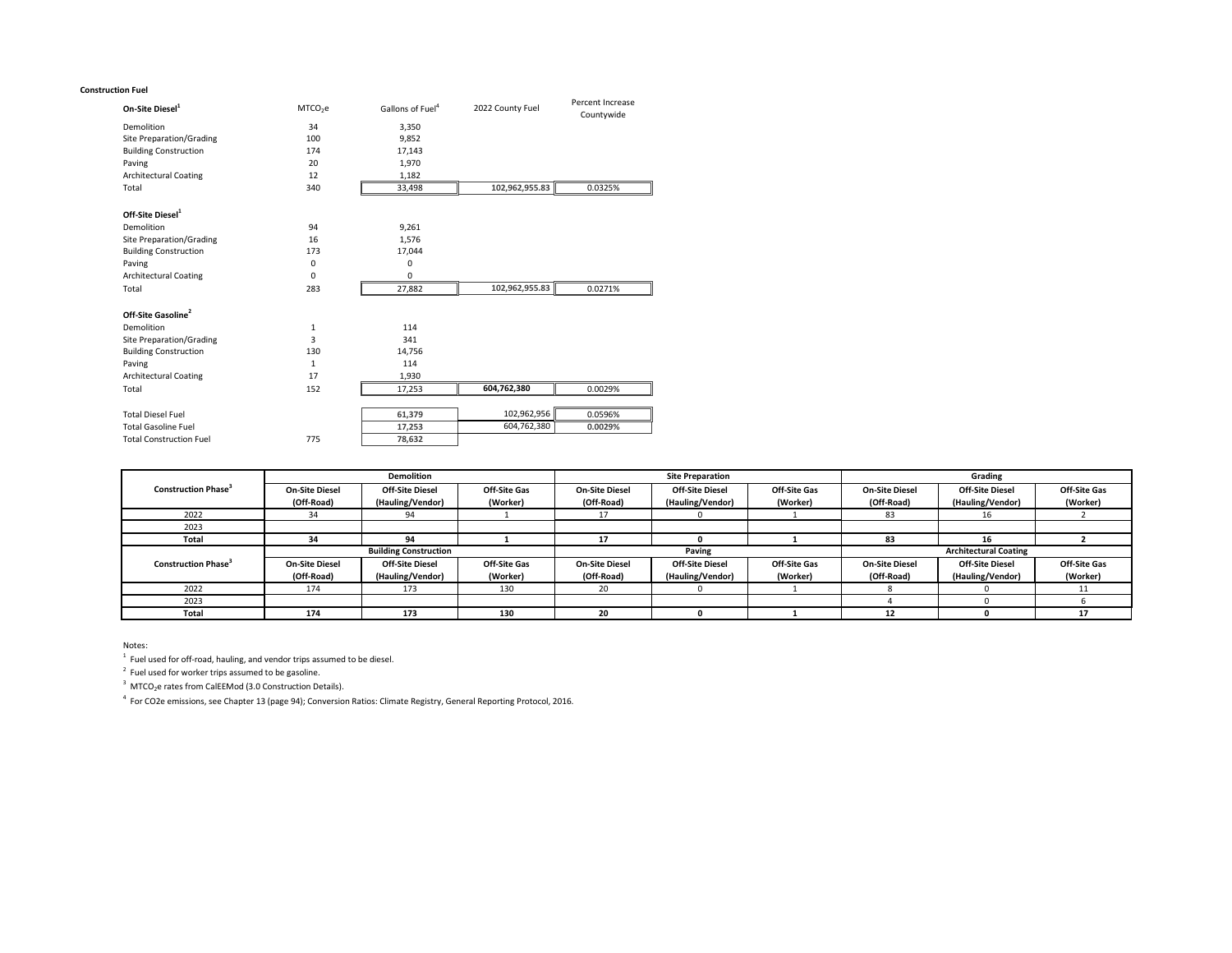**Construction Fuel**

| On-Site Diesel[1] | $MTCO_2e$ | Gallons of Fuel[4] | 2022 County Fuel | Percent Increase Countywide |
|---|---|---|---|---|
| Demolition | 34 | 3,350 | | |
| Site Preparation/Grading | 100 | 9,852 | | |
| Building Construction | 174 | 17,143 | | |
| Paving | 20 | 1,970 | | |
| Architectural Coating | 12 | 1,182 | | |
| Total | 340 | 33,498 | 102,962,955.83 | 0.0325% |
| **Off-Site Diesel[1]** | | | | |
| Demolition | 94 | 9,261 | | |
| Site Preparation/Grading | 16 | 1,576 | | |
| Building Construction | 173 | 17,044 | | |
| Paving | 0 | 0 | | |
| Architectural Coating | 0 | 0 | | |
| Total | 283 | 27,882 | 102,962,955.83 | 0.0271% |
| **Off-Site Gasoline[2]** | | | | |
| Demolition | 1 | 114 | | |
| Site Preparation/Grading | 3 | 341 | | |
| Building Construction | 130 | 14,756 | | |
| Paving | 1 | 114 | | |
| Architectural Coating | 17 | 1,930 | | |
| Total | 152 | 17,253 | **604,762,380** | 0.0029% |
| Total Diesel Fuel | | 61,379 | 102,962,956 | 0.0596% |
| Total Gasoline Fuel | | 17,253 | 604,762,380 | 0.0029% |
| Total Construction Fuel | 775 | 78,632 | | |

| Construction Phase[3] | Demolition | | | Site Preparation | | | Grading | | |
|---|---|---|---|---|---|---|---|---|---|
| | On-Site Diesel (Off-Road) | Off-Site Diesel (Hauling/Vendor) | Off-Site Gas (Worker) | On-Site Diesel (Off-Road) | Off-Site Diesel (Hauling/Vendor) | Off-Site Gas (Worker) | On-Site Diesel (Off-Road) | Off-Site Diesel (Hauling/Vendor) | Off-Site Gas (Worker) |
| 2022 | 34 | 94 | 1 | 17 | 0 | 1 | 83 | 16 | 2 |
| 2023 | | | | | | | | | |
| **Total** | **34** | **94** | **1** | **17** | **0** | **1** | **83** | **16** | **2** |
| **Construction Phase[3]** | **Building Construction** | | | **Paving** | | | **Architectural Coating** | | |
| | On-Site Diesel (Off-Road) | Off-Site Diesel (Hauling/Vendor) | Off-Site Gas (Worker) | On-Site Diesel (Off-Road) | Off-Site Diesel (Hauling/Vendor) | Off-Site Gas (Worker) | On-Site Diesel (Off-Road) | Off-Site Diesel (Hauling/Vendor) | Off-Site Gas (Worker) |
| 2022 | 174 | 173 | 130 | 20 | 0 | 1 | 8 | 0 | 11 |
| 2023 | | | | | | | 4 | 0 | 6 |
| **Total** | **174** | **173** | **130** | **20** | **0** | **1** | **12** | **0** | **17** |

Notes:

[1] Fuel used for off-road, hauling, and vendor trips assumed to be diesel.

[2] Fuel used for worker trips assumed to be gasoline.

[3] $MTCO_2e$ rates from CalEEMod (3.0 Construction Details).

[4] For CO2e emissions, see Chapter 13 (page 94); Conversion Ratios: Climate Registry, General Reporting Protocol, 2016.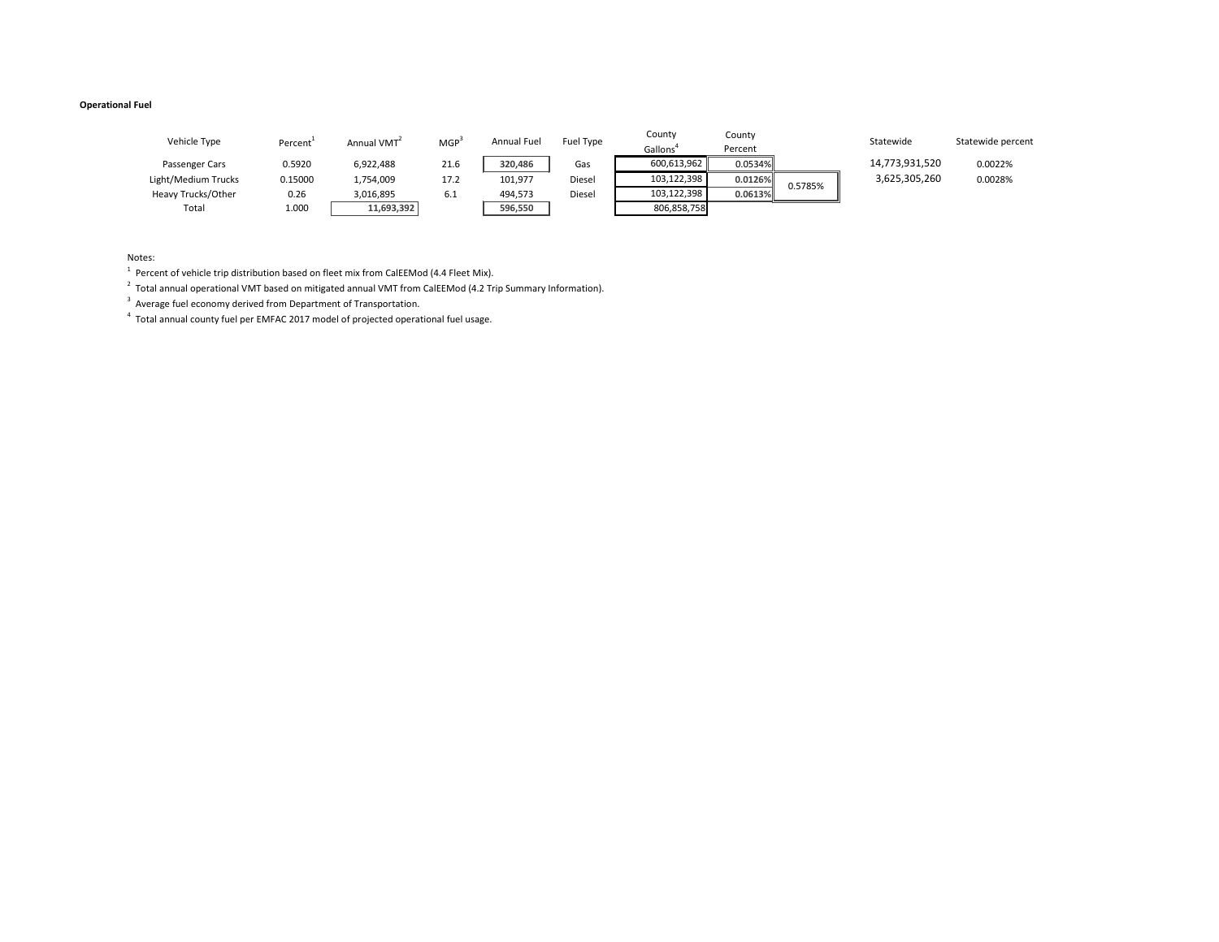**Operational Fuel**

| Vehicle Type | Percent[1] | Annual VMT[2] | MGP[3] | Annual Fuel | Fuel Type | County Gallons[4] | County Percent | | Statewide | Statewide percent |
|---|---|---|---|---|---|---|---|---|---|---|
| Passenger Cars | 0.5920 | 6,922,488 | 21.6 | 320,486 | Gas | 600,613,962 | 0.0534% | | 14,773,931,520 | 0.0022% |
| Light/Medium Trucks | 0.15000 | 1,754,009 | 17.2 | 101,977 | Diesel | 103,122,398 | 0.0126% | 0.5785% | 3,625,305,260 | 0.0028% |
| Heavy Trucks/Other | 0.26 | 3,016,895 | 6.1 | 494,573 | Diesel | 103,122,398 | 0.0613% | | | |
| Total | 1.000 | 11,693,392 | | 596,550 | | 806,858,758 | | | | |

Notes:

[1] Percent of vehicle trip distribution based on fleet mix from CalEEMod (4.4 Fleet Mix).

[2] Total annual operational VMT based on mitigated annual VMT from CalEEMod (4.2 Trip Summary Information).

[3] Average fuel economy derived from Department of Transportation.

[4] Total annual county fuel per EMFAC 2017 model of projected operational fuel usage.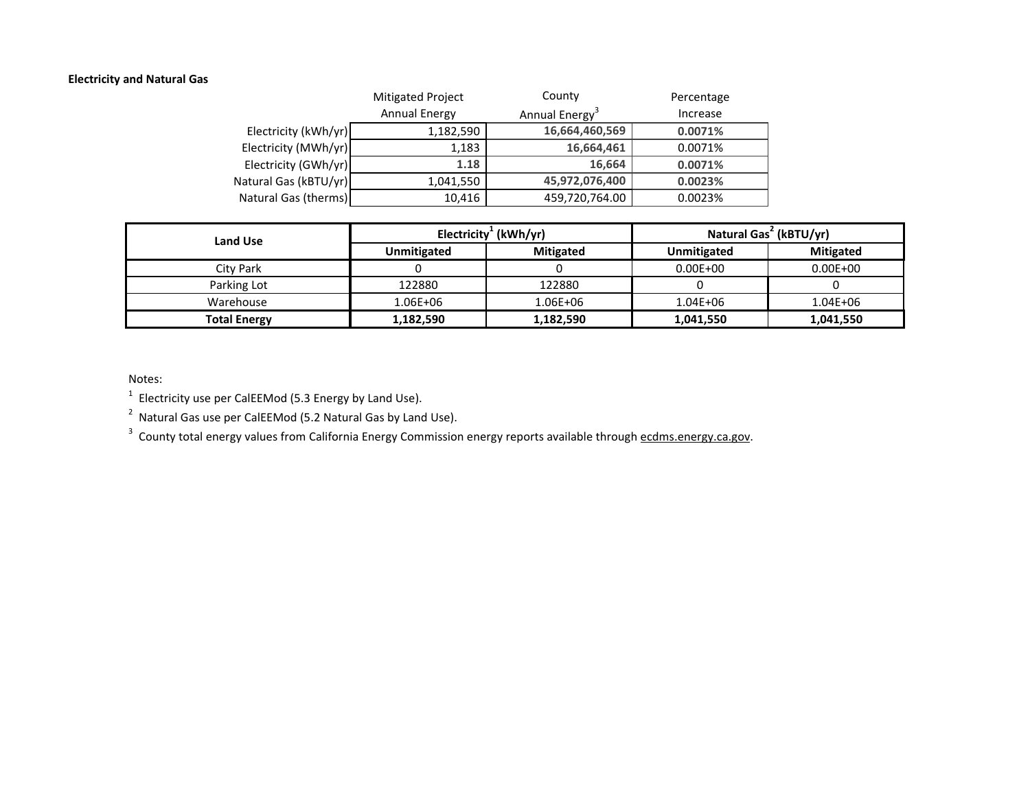**Electricity and Natural Gas**

| | Mitigated Project Annual Energy | County Annual Energy[3] | Percentage Increase |
|---|---|---|---|
| Electricity (kWh/yr) | 1,182,590 | **16,664,460,569** | **0.0071%** |
| Electricity (MWh/yr) | 1,183 | **16,664,461** | 0.0071% |
| Electricity (GWh/yr) | **1.18** | **16,664** | **0.0071%** |
| Natural Gas (kBTU/yr) | 1,041,550 | **45,972,076,400** | **0.0023%** |
| Natural Gas (therms) | 10,416 | 459,720,764.00 | 0.0023% |

| Land Use | Electricity[1] (kWh/yr) | | Natural Gas[2] (kBTU/yr) | |
|---|---|---|---|---|
| | **Unmitigated** | **Mitigated** | **Unmitigated** | **Mitigated** |
| City Park | 0 | 0 | 0.00E+00 | 0.00E+00 |
| Parking Lot | 122880 | 122880 | 0 | 0 |
| Warehouse | 1.06E+06 | 1.06E+06 | 1.04E+06 | 1.04E+06 |
| **Total Energy** | **1,182,590** | **1,182,590** | **1,041,550** | **1,041,550** |

Notes:

[1] Electricity use per CalEEMod (5.3 Energy by Land Use).

[2] Natural Gas use per CalEEMod (5.2 Natural Gas by Land Use).

[3] County total energy values from California Energy Commission energy reports available through ecdms.energy.ca.gov.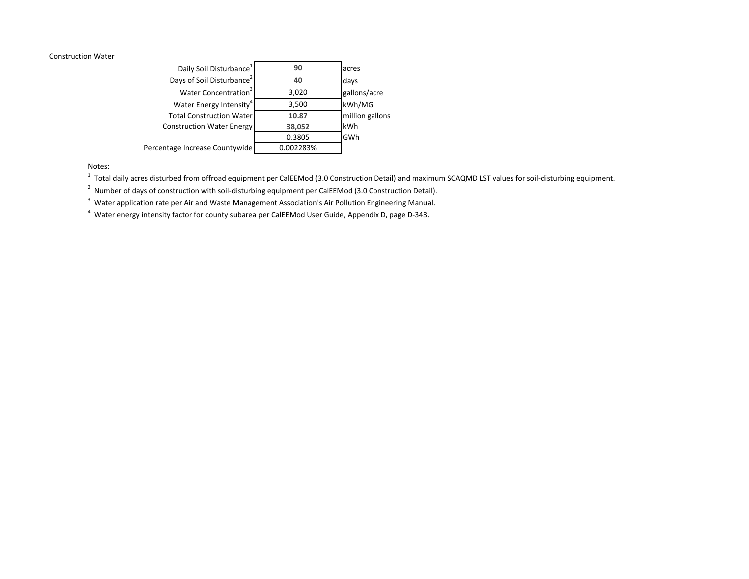Construction Water

| | | |
|---|---|---|
| Daily Soil Disturbance[1] | 90 | acres |
| Days of Soil Disturbance[2] | 40 | days |
| Water Concentration[3] | 3,020 | gallons/acre |
| Water Energy Intensity[4] | 3,500 | kWh/MG |
| Total Construction Water | 10.87 | million gallons |
| Construction Water Energy | 38,052 | kWh |
| | 0.3805 | GWh |
| Percentage Increase Countywide | 0.002283% | |

Notes:

[1] Total daily acres disturbed from offroad equipment per CalEEMod (3.0 Construction Detail) and maximum SCAQMD LST values for soil-disturbing equipment.

[2] Number of days of construction with soil-disturbing equipment per CalEEMod (3.0 Construction Detail).

[3] Water application rate per Air and Waste Management Association's Air Pollution Engineering Manual.

[4] Water energy intensity factor for county subarea per CalEEMod User Guide, Appendix D, page D-343.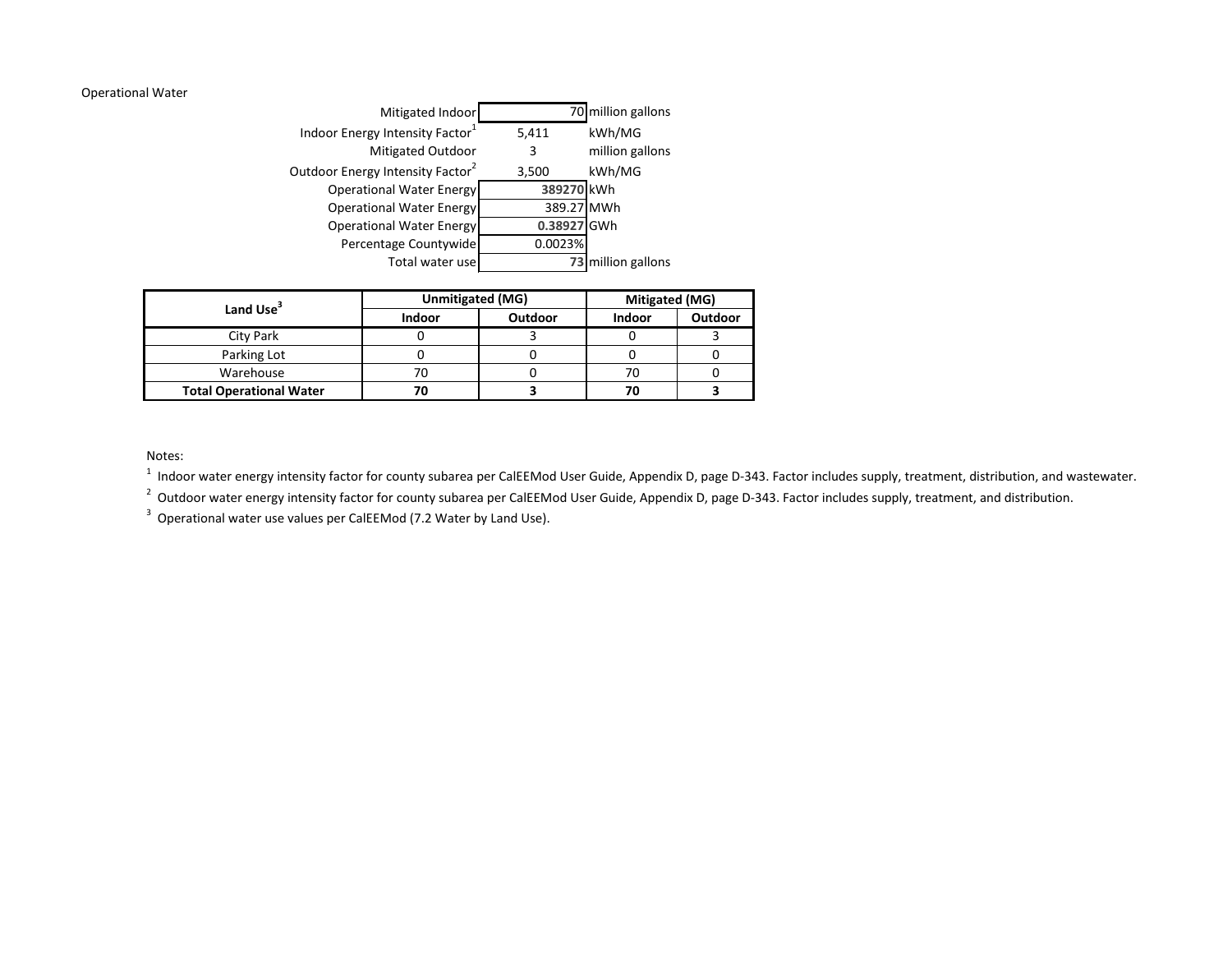Operational Water

| | | |
|---|---|---|
| Mitigated Indoor | 70 | million gallons |
| Indoor Energy Intensity Factor[1] | 5,411 | kWh/MG |
| Mitigated Outdoor | 3 | million gallons |
| Outdoor Energy Intensity Factor[2] | 3,500 | kWh/MG |
| Operational Water Energy | **389270** | kWh |
| Operational Water Energy | 389.27 | MWh |
| Operational Water Energy | **0.38927** | GWh |
| Percentage Countywide | 0.0023% | |
| Total water use | **73** | million gallons |

| Land Use[3] | Unmitigated (MG) | | Mitigated (MG) | |
|---|---|---|---|---|
| | **Indoor** | **Outdoor** | **Indoor** | **Outdoor** |
| City Park | 0 | 3 | 0 | 3 |
| Parking Lot | 0 | 0 | 0 | 0 |
| Warehouse | 70 | 0 | 70 | 0 |
| **Total Operational Water** | **70** | **3** | **70** | **3** |

Notes:

[1] Indoor water energy intensity factor for county subarea per CalEEMod User Guide, Appendix D, page D-343. Factor includes supply, treatment, distribution, and wastewater.

[2] Outdoor water energy intensity factor for county subarea per CalEEMod User Guide, Appendix D, page D-343. Factor includes supply, treatment, and distribution.

[3] Operational water use values per CalEEMod (7.2 Water by Land Use).